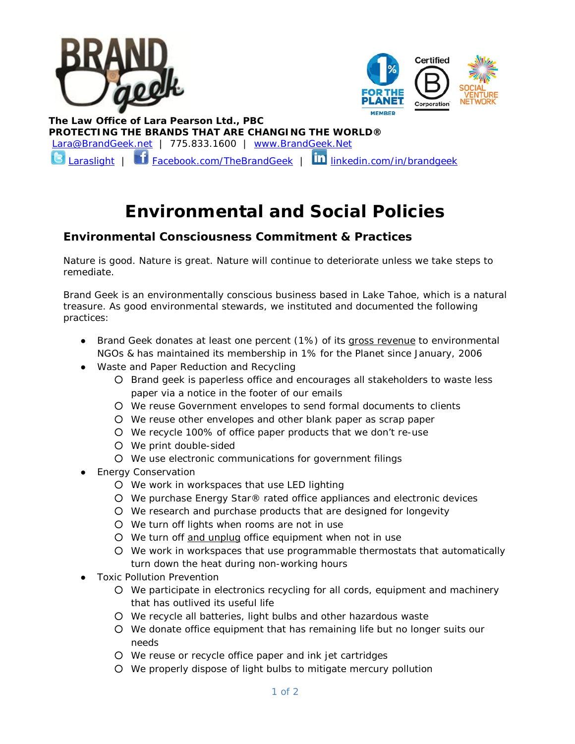**The Law Office of Lara Pearson Ltd., PBC**
**PROTECTING THE BRANDS THAT ARE CHANGING THE WORLD®**
Lara@BrandGeek.net | 775.833.1600 | www.BrandGeek.Net
Laraslight | Facebook.com/TheBrandGeek | linkedin.com/in/brandgeek

# Environmental and Social Policies

## Environmental Consciousness Commitment & Practices

Nature is good. Nature is great. Nature will continue to deteriorate unless we take steps to remediate.

Brand Geek is an environmentally conscious business based in Lake Tahoe, which is a natural treasure. As good environmental stewards, we instituted and documented the following practices:

- Brand Geek donates at least one percent (1%) of its gross revenue to environmental NGOs & has maintained its membership in 1% for the Planet since January, 2006
- Waste and Paper Reduction and Recycling
  - Brand geek is paperless office and encourages all stakeholders to waste less paper via a notice in the footer of our emails
  - We reuse Government envelopes to send formal documents to clients
  - We reuse other envelopes and other blank paper as scrap paper
  - We recycle 100% of office paper products that we don't re-use
  - We print double-sided
  - We use electronic communications for government filings
- Energy Conservation
  - We work in workspaces that use LED lighting
  - We purchase Energy Star® rated office appliances and electronic devices
  - We research and purchase products that are designed for longevity
  - We turn off lights when rooms are not in use
  - We turn off and unplug office equipment when not in use
  - We work in workspaces that use programmable thermostats that automatically turn down the heat during non-working hours
- Toxic Pollution Prevention
  - We participate in electronics recycling for all cords, equipment and machinery that has outlived its useful life
  - We recycle all batteries, light bulbs and other hazardous waste
  - We donate office equipment that has remaining life but no longer suits our needs
  - We reuse or recycle office paper and ink jet cartridges
  - We properly dispose of light bulbs to mitigate mercury pollution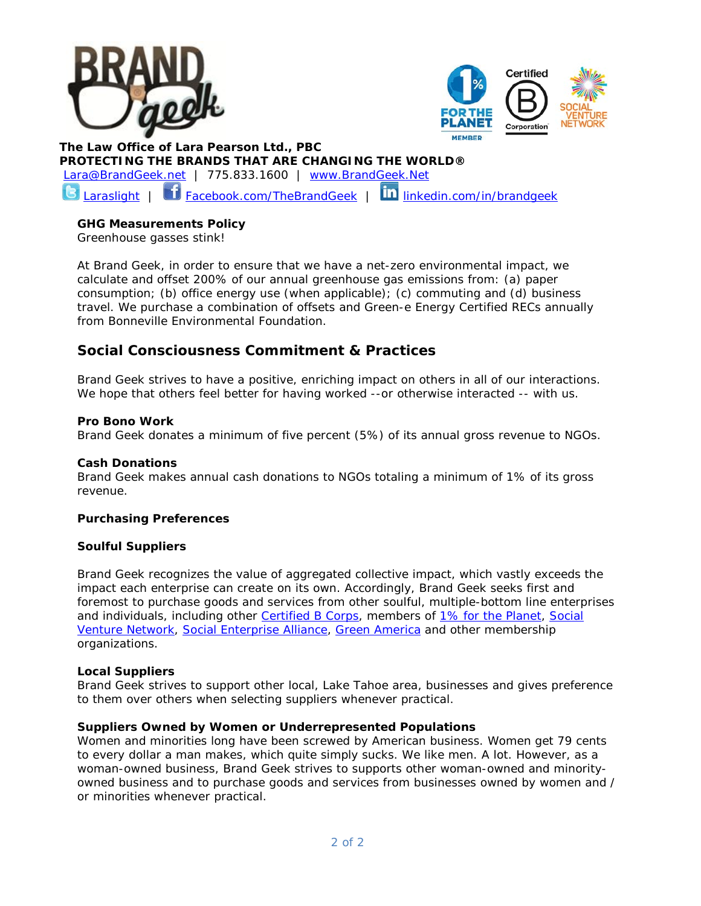**The Law Office of Lara Pearson Ltd., PBC**
**PROTECTING THE BRANDS THAT ARE CHANGING THE WORLD®**
Lara@BrandGeek.net | 775.833.1600 | www.BrandGeek.Net
Laraslight | Facebook.com/TheBrandGeek | linkedin.com/in/brandgeek

**GHG Measurements Policy**
Greenhouse gasses stink!

At Brand Geek, in order to ensure that we have a net-zero environmental impact, we calculate and offset 200% of our annual greenhouse gas emissions from: (a) paper consumption; (b) office energy use (when applicable); (c) commuting and (d) business travel. We purchase a combination of offsets and Green-e Energy Certified RECs annually from Bonneville Environmental Foundation.

## Social Consciousness Commitment & Practices

Brand Geek strives to have a positive, enriching impact on others in all of our interactions. We hope that others feel better for having worked --or otherwise interacted -- with us.

**Pro Bono Work**
Brand Geek donates a minimum of five percent (5%) of its annual gross revenue to NGOs.

**Cash Donations**
Brand Geek makes annual cash donations to NGOs totaling a minimum of 1% of its gross revenue.

**Purchasing Preferences**

**Soulful Suppliers**

Brand Geek recognizes the value of aggregated collective impact, which vastly exceeds the impact each enterprise can create on its own. Accordingly, Brand Geek seeks first and foremost to purchase goods and services from other soulful, multiple-bottom line enterprises and individuals, including other Certified B Corps, members of 1% for the Planet, Social Venture Network, Social Enterprise Alliance, Green America and other membership organizations.

**Local Suppliers**
Brand Geek strives to support other local, Lake Tahoe area, businesses and gives preference to them over others when selecting suppliers whenever practical.

**Suppliers Owned by Women or Underrepresented Populations**
Women and minorities long have been screwed by American business. Women get 79 cents to every dollar a man makes, which quite simply sucks. We like men. A lot. However, as a woman-owned business, Brand Geek strives to supports other woman-owned and minority-owned business and to purchase goods and services from businesses owned by women and / or minorities whenever practical.